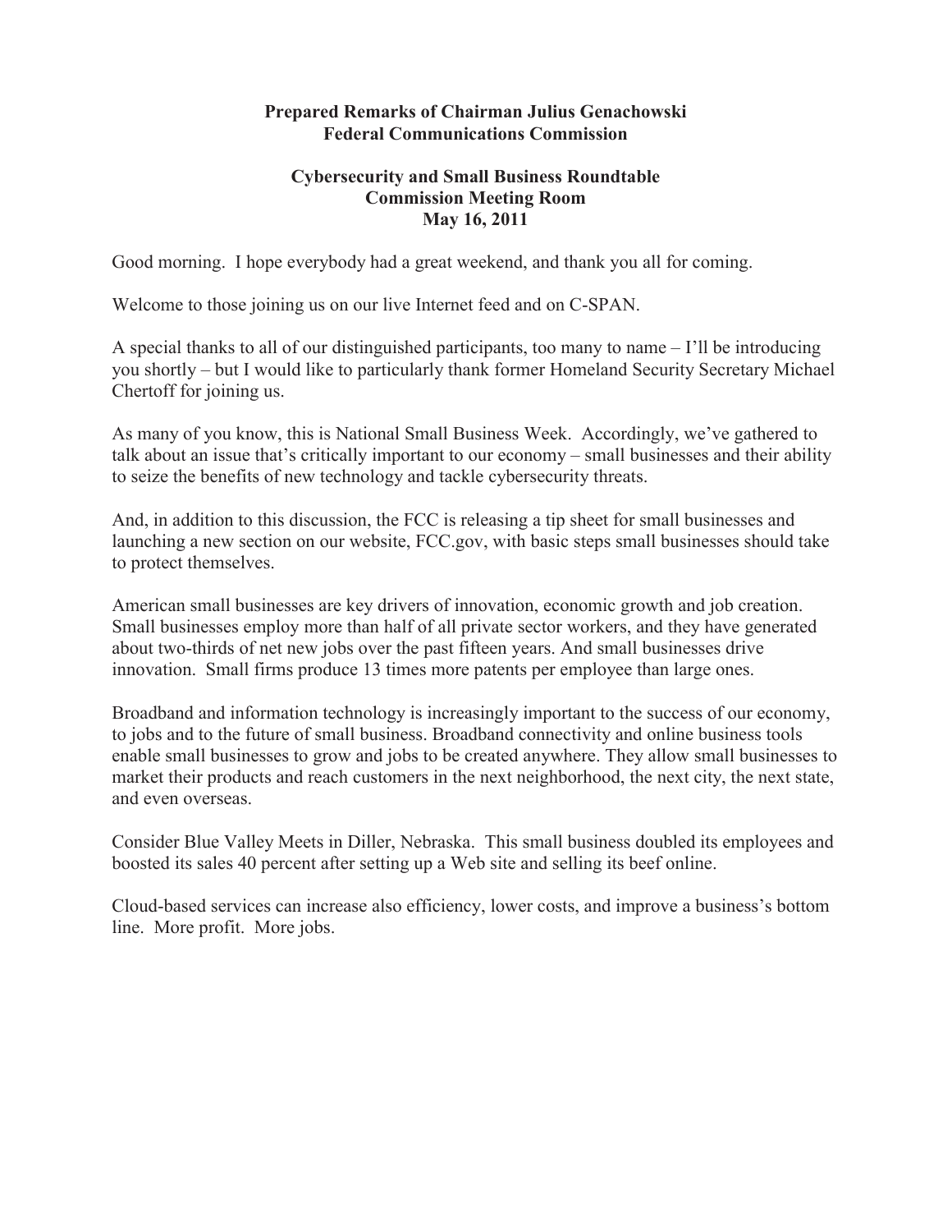**Prepared Remarks of Chairman Julius Genachowski**
**Federal Communications Commission**

**Cybersecurity and Small Business Roundtable**
**Commission Meeting Room**
**May 16, 2011**

Good morning. I hope everybody had a great weekend, and thank you all for coming.

Welcome to those joining us on our live Internet feed and on C-SPAN.

A special thanks to all of our distinguished participants, too many to name – I'll be introducing you shortly – but I would like to particularly thank former Homeland Security Secretary Michael Chertoff for joining us.

As many of you know, this is National Small Business Week. Accordingly, we've gathered to talk about an issue that's critically important to our economy – small businesses and their ability to seize the benefits of new technology and tackle cybersecurity threats.

And, in addition to this discussion, the FCC is releasing a tip sheet for small businesses and launching a new section on our website, FCC.gov, with basic steps small businesses should take to protect themselves.

American small businesses are key drivers of innovation, economic growth and job creation. Small businesses employ more than half of all private sector workers, and they have generated about two-thirds of net new jobs over the past fifteen years. And small businesses drive innovation. Small firms produce 13 times more patents per employee than large ones.

Broadband and information technology is increasingly important to the success of our economy, to jobs and to the future of small business. Broadband connectivity and online business tools enable small businesses to grow and jobs to be created anywhere. They allow small businesses to market their products and reach customers in the next neighborhood, the next city, the next state, and even overseas.

Consider Blue Valley Meets in Diller, Nebraska. This small business doubled its employees and boosted its sales 40 percent after setting up a Web site and selling its beef online.

Cloud-based services can increase also efficiency, lower costs, and improve a business's bottom line. More profit. More jobs.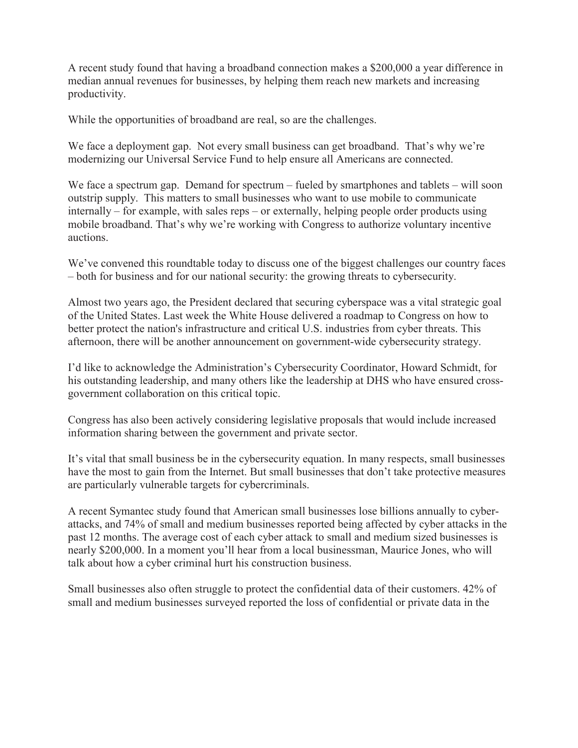A recent study found that having a broadband connection makes a $200,000 a year difference in median annual revenues for businesses, by helping them reach new markets and increasing productivity.

While the opportunities of broadband are real, so are the challenges.

We face a deployment gap. Not every small business can get broadband. That's why we're modernizing our Universal Service Fund to help ensure all Americans are connected.

We face a spectrum gap. Demand for spectrum – fueled by smartphones and tablets – will soon outstrip supply. This matters to small businesses who want to use mobile to communicate internally – for example, with sales reps – or externally, helping people order products using mobile broadband. That's why we're working with Congress to authorize voluntary incentive auctions.

We've convened this roundtable today to discuss one of the biggest challenges our country faces – both for business and for our national security: the growing threats to cybersecurity.

Almost two years ago, the President declared that securing cyberspace was a vital strategic goal of the United States. Last week the White House delivered a roadmap to Congress on how to better protect the nation's infrastructure and critical U.S. industries from cyber threats. This afternoon, there will be another announcement on government-wide cybersecurity strategy.

I'd like to acknowledge the Administration's Cybersecurity Coordinator, Howard Schmidt, for his outstanding leadership, and many others like the leadership at DHS who have ensured cross-government collaboration on this critical topic.

Congress has also been actively considering legislative proposals that would include increased information sharing between the government and private sector.

It's vital that small business be in the cybersecurity equation. In many respects, small businesses have the most to gain from the Internet. But small businesses that don't take protective measures are particularly vulnerable targets for cybercriminals.

A recent Symantec study found that American small businesses lose billions annually to cyber-attacks, and 74% of small and medium businesses reported being affected by cyber attacks in the past 12 months. The average cost of each cyber attack to small and medium sized businesses is nearly $200,000. In a moment you'll hear from a local businessman, Maurice Jones, who will talk about how a cyber criminal hurt his construction business.

Small businesses also often struggle to protect the confidential data of their customers. 42% of small and medium businesses surveyed reported the loss of confidential or private data in the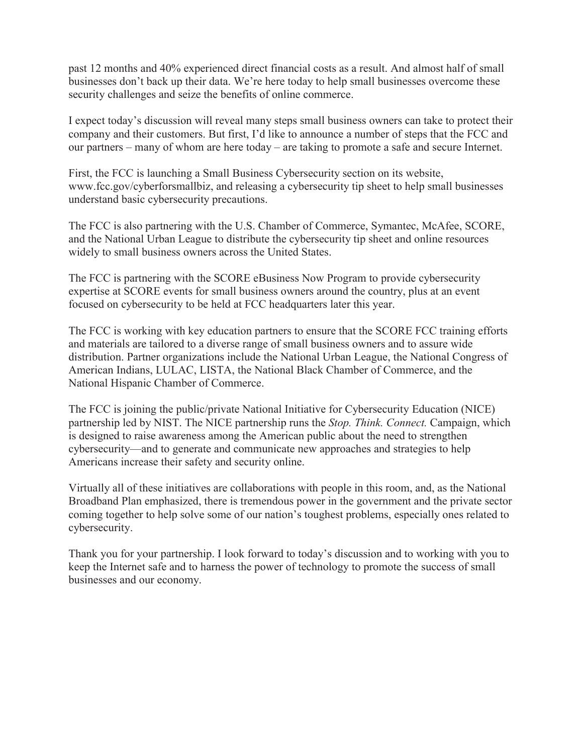past 12 months and 40% experienced direct financial costs as a result. And almost half of small businesses don't back up their data. We're here today to help small businesses overcome these security challenges and seize the benefits of online commerce.

I expect today's discussion will reveal many steps small business owners can take to protect their company and their customers. But first, I'd like to announce a number of steps that the FCC and our partners – many of whom are here today – are taking to promote a safe and secure Internet.

First, the FCC is launching a Small Business Cybersecurity section on its website, www.fcc.gov/cyberforsmallbiz, and releasing a cybersecurity tip sheet to help small businesses understand basic cybersecurity precautions.

The FCC is also partnering with the U.S. Chamber of Commerce, Symantec, McAfee, SCORE, and the National Urban League to distribute the cybersecurity tip sheet and online resources widely to small business owners across the United States.

The FCC is partnering with the SCORE eBusiness Now Program to provide cybersecurity expertise at SCORE events for small business owners around the country, plus at an event focused on cybersecurity to be held at FCC headquarters later this year.

The FCC is working with key education partners to ensure that the SCORE FCC training efforts and materials are tailored to a diverse range of small business owners and to assure wide distribution. Partner organizations include the National Urban League, the National Congress of American Indians, LULAC, LISTA, the National Black Chamber of Commerce, and the National Hispanic Chamber of Commerce.

The FCC is joining the public/private National Initiative for Cybersecurity Education (NICE) partnership led by NIST. The NICE partnership runs the *Stop. Think. Connect.* Campaign, which is designed to raise awareness among the American public about the need to strengthen cybersecurity—and to generate and communicate new approaches and strategies to help Americans increase their safety and security online.

Virtually all of these initiatives are collaborations with people in this room, and, as the National Broadband Plan emphasized, there is tremendous power in the government and the private sector coming together to help solve some of our nation's toughest problems, especially ones related to cybersecurity.

Thank you for your partnership. I look forward to today's discussion and to working with you to keep the Internet safe and to harness the power of technology to promote the success of small businesses and our economy.